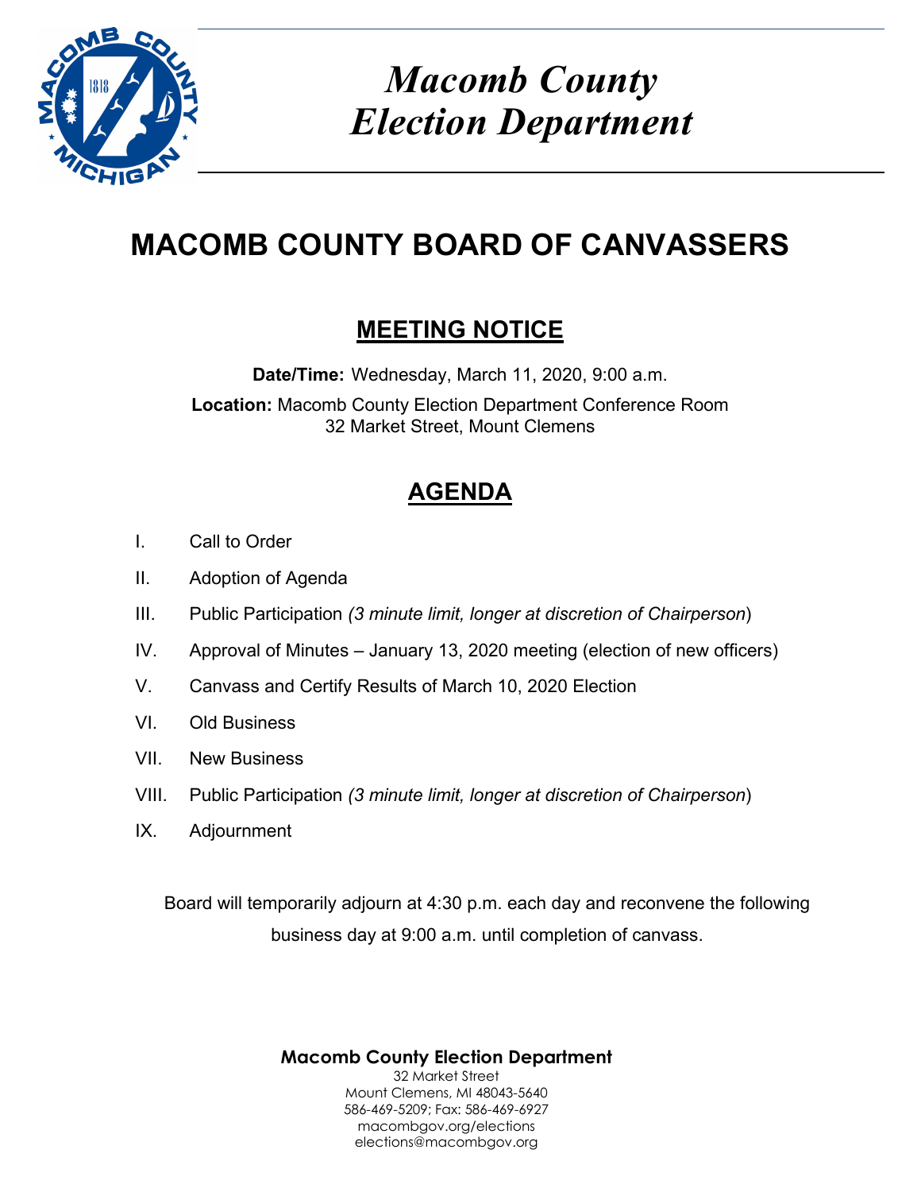# *Macomb County Election Department*

# MACOMB COUNTY BOARD OF CANVASSERS

## MEETING NOTICE

**Date/Time:** Wednesday, March 11, 2020, 9:00 a.m.

**Location:** Macomb County Election Department Conference Room
32 Market Street, Mount Clemens

## AGENDA

I. Call to Order

II. Adoption of Agenda

III. Public Participation *(3 minute limit, longer at discretion of Chairperson*)

IV. Approval of Minutes – January 13, 2020 meeting (election of new officers)

V. Canvass and Certify Results of March 10, 2020 Election

VI. Old Business

VII. New Business

VIII. Public Participation *(3 minute limit, longer at discretion of Chairperson*)

IX. Adjournment

Board will temporarily adjourn at 4:30 p.m. each day and reconvene the following business day at 9:00 a.m. until completion of canvass.

**Macomb County Election Department**
32 Market Street
Mount Clemens, MI 48043-5640
586-469-5209; Fax: 586-469-6927
macombgov.org/elections
elections@macombgov.org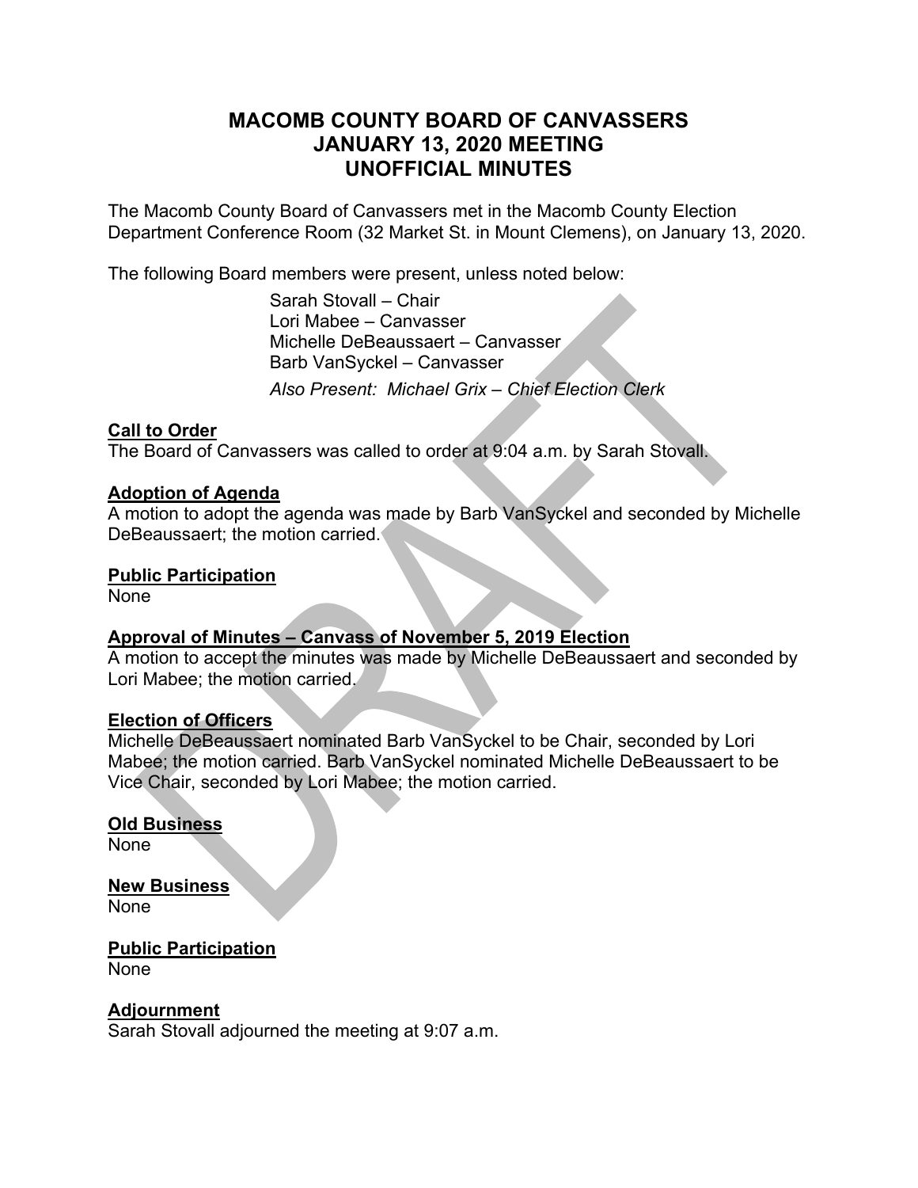# MACOMB COUNTY BOARD OF CANVASSERS
# JANUARY 13, 2020 MEETING
# UNOFFICIAL MINUTES

The Macomb County Board of Canvassers met in the Macomb County Election Department Conference Room (32 Market St. in Mount Clemens), on January 13, 2020.

The following Board members were present, unless noted below:

Sarah Stovall – Chair
Lori Mabee – Canvasser
Michelle DeBeaussaert – Canvasser
Barb VanSyckel – Canvasser

*Also Present: Michael Grix – Chief Election Clerk*

**Call to Order**
The Board of Canvassers was called to order at 9:04 a.m. by Sarah Stovall.

**Adoption of Agenda**
A motion to adopt the agenda was made by Barb VanSyckel and seconded by Michelle DeBeaussaert; the motion carried.

**Public Participation**
None

**Approval of Minutes – Canvass of November 5, 2019 Election**
A motion to accept the minutes was made by Michelle DeBeaussaert and seconded by Lori Mabee; the motion carried.

**Election of Officers**
Michelle DeBeaussaert nominated Barb VanSyckel to be Chair, seconded by Lori Mabee; the motion carried. Barb VanSyckel nominated Michelle DeBeaussaert to be Vice Chair, seconded by Lori Mabee; the motion carried.

**Old Business**
None

**New Business**
None

**Public Participation**
None

**Adjournment**
Sarah Stovall adjourned the meeting at 9:07 a.m.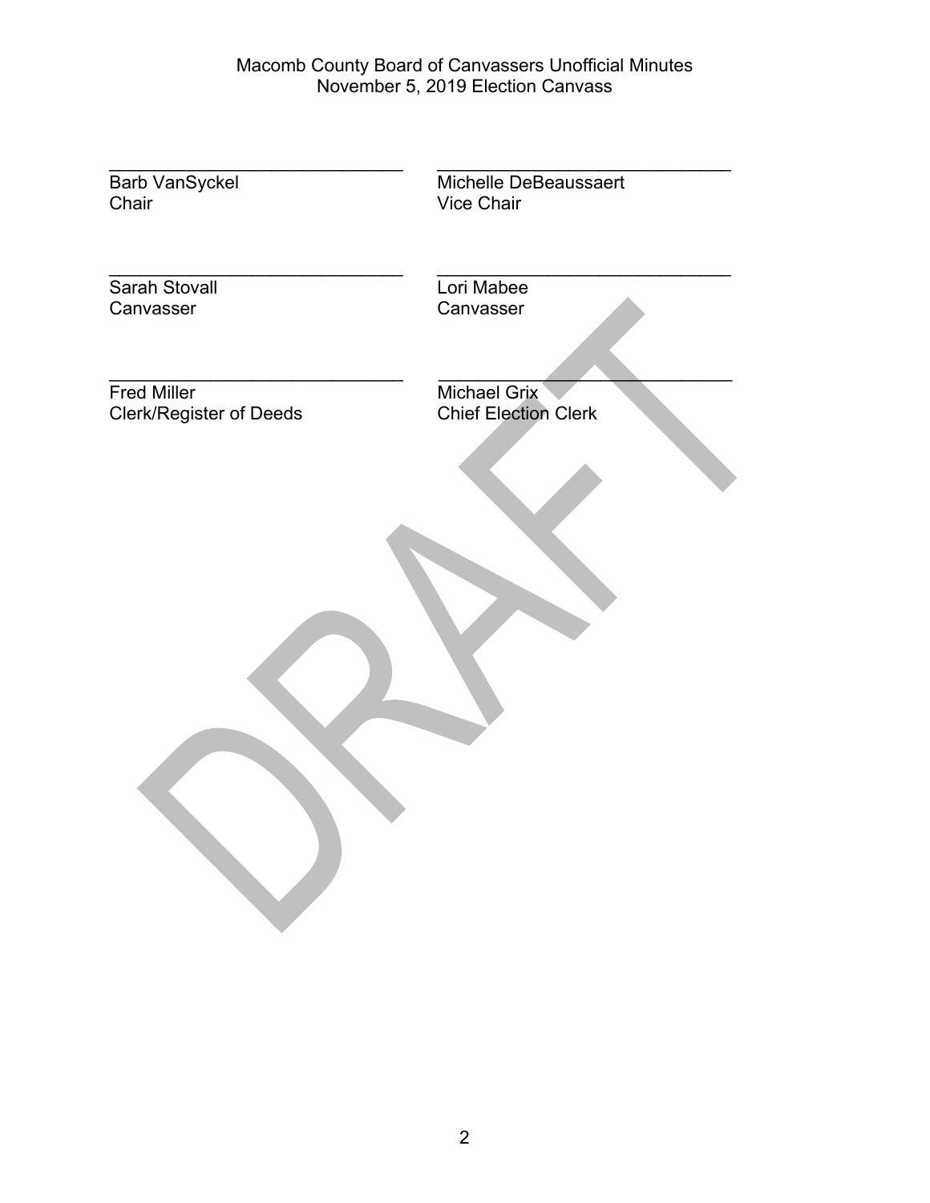\_\_\_\_\_\_\_\_\_\_\_\_\_\_\_\_\_\_\_\_\_\_\_\_\_\_\_\_\_\_
Barb VanSyckel
Chair

\_\_\_\_\_\_\_\_\_\_\_\_\_\_\_\_\_\_\_\_\_\_\_\_\_\_\_\_\_\_
Michelle DeBeaussaert
Vice Chair

\_\_\_\_\_\_\_\_\_\_\_\_\_\_\_\_\_\_\_\_\_\_\_\_\_\_\_\_\_\_
Sarah Stovall
Canvasser

\_\_\_\_\_\_\_\_\_\_\_\_\_\_\_\_\_\_\_\_\_\_\_\_\_\_\_\_\_\_
Lori Mabee
Canvasser

\_\_\_\_\_\_\_\_\_\_\_\_\_\_\_\_\_\_\_\_\_\_\_\_\_\_\_\_\_\_
Fred Miller
Clerk/Register of Deeds

\_\_\_\_\_\_\_\_\_\_\_\_\_\_\_\_\_\_\_\_\_\_\_\_\_\_\_\_\_\_
Michael Grix
Chief Election Clerk

DRAFT